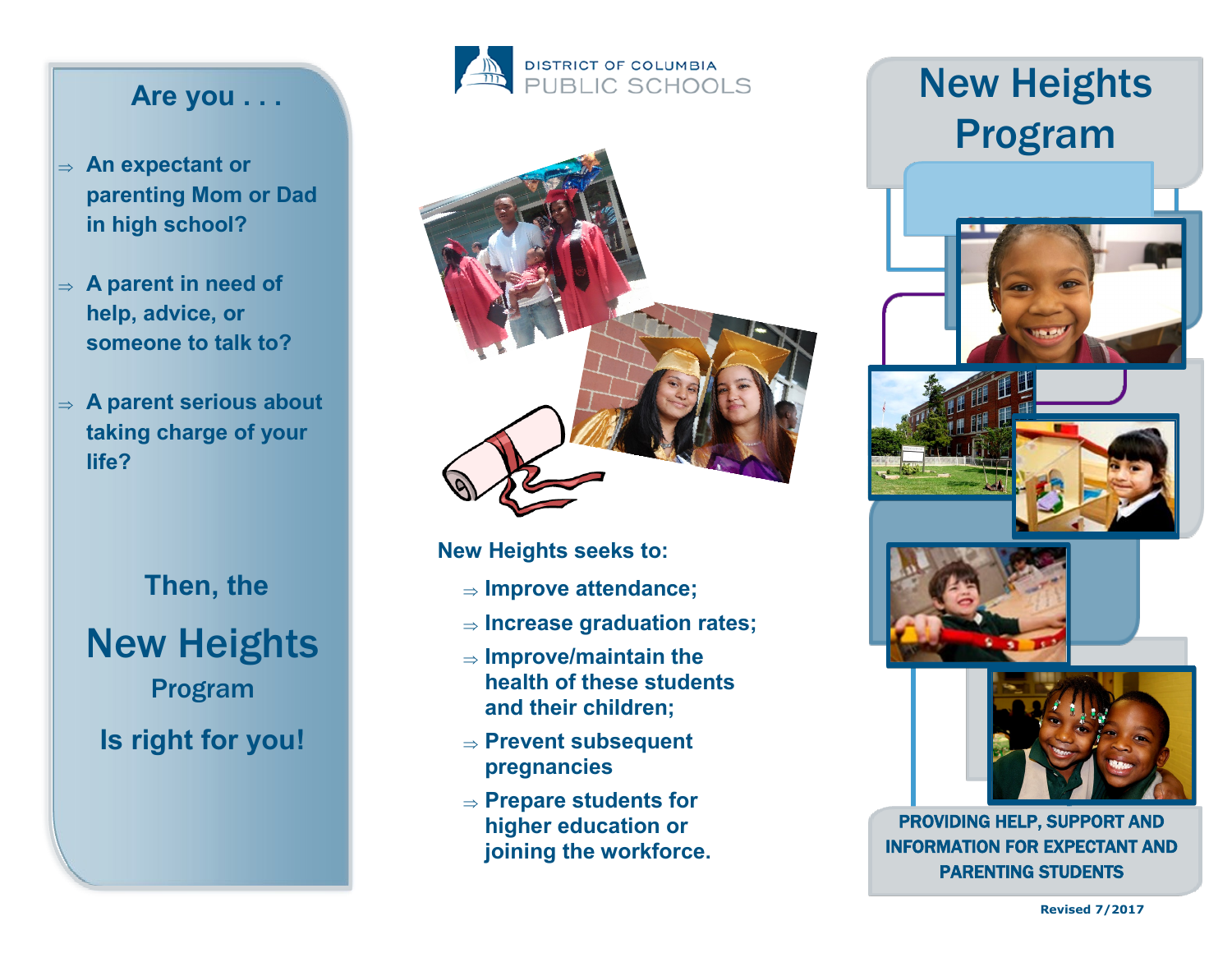## Are you . . .

- An expectant or parenting Mom or Dad in high school?
- A parent in need of help, advice, or someone to talk to?
- A parent serious about taking charge of your life?

Then, the

# New Heights

Program

Is right for you!

DISTRICT OF COLUMBIA
PUBLIC SCHOOLS

**New Heights seeks to:**

- Improve attendance;
- Increase graduation rates;
- Improve/maintain the health of these students and their children;
- Prevent subsequent pregnancies
- Prepare students for higher education or joining the workforce.

# New Heights Program

**PROVIDING HELP, SUPPORT AND INFORMATION FOR EXPECTANT AND PARENTING STUDENTS**

Revised 7/2017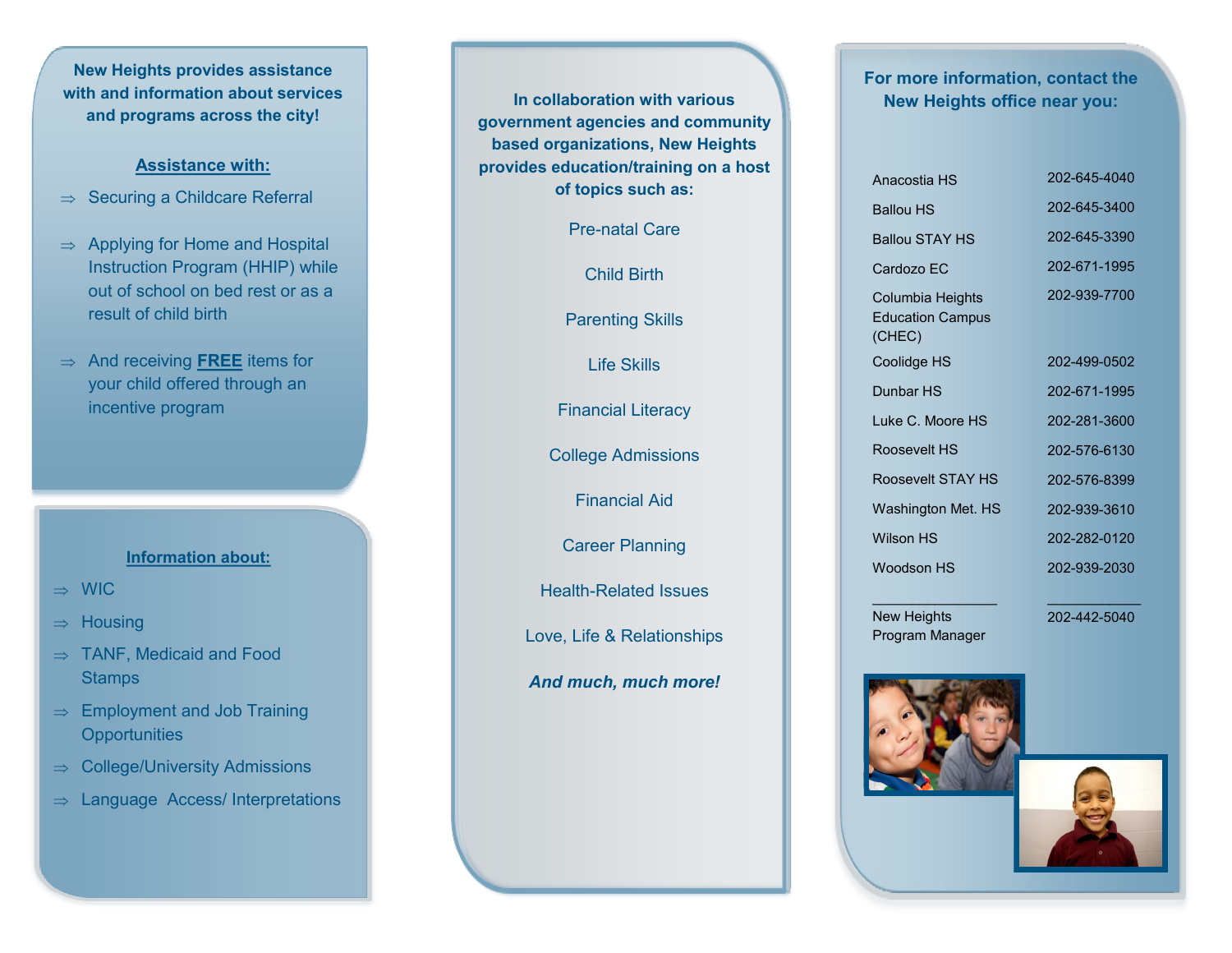**New Heights provides assistance with and information about services and programs across the city!**

**Assistance with:**

- ⇒ Securing a Childcare Referral
- ⇒ Applying for Home and Hospital Instruction Program (HHIP) while out of school on bed rest or as a result of child birth
- ⇒ And receiving **FREE** items for your child offered through an incentive program

**Information about:**

- ⇒ WIC
- ⇒ Housing
- ⇒ TANF, Medicaid and Food Stamps
- ⇒ Employment and Job Training Opportunities
- ⇒ College/University Admissions
- ⇒ Language Access/ Interpretations

**In collaboration with various government agencies and community based organizations, New Heights provides education/training on a host of topics such as:**

Pre-natal Care

Child Birth

Parenting Skills

Life Skills

Financial Literacy

College Admissions

Financial Aid

Career Planning

Health-Related Issues

Love, Life & Relationships

***And much, much more!***

**For more information, contact the New Heights office near you:**

| | |
|---|---|
| Anacostia HS | 202-645-4040 |
| Ballou HS | 202-645-3400 |
| Ballou STAY HS | 202-645-3390 |
| Cardozo EC | 202-671-1995 |
| Columbia Heights Education Campus (CHEC) | 202-939-7700 |
| Coolidge HS | 202-499-0502 |
| Dunbar HS | 202-671-1995 |
| Luke C. Moore HS | 202-281-3600 |
| Roosevelt HS | 202-576-6130 |
| Roosevelt STAY HS | 202-576-8399 |
| Washington Met. HS | 202-939-3610 |
| Wilson HS | 202-282-0120 |
| Woodson HS | 202-939-2030 |
| New Heights Program Manager | 202-442-5040 |